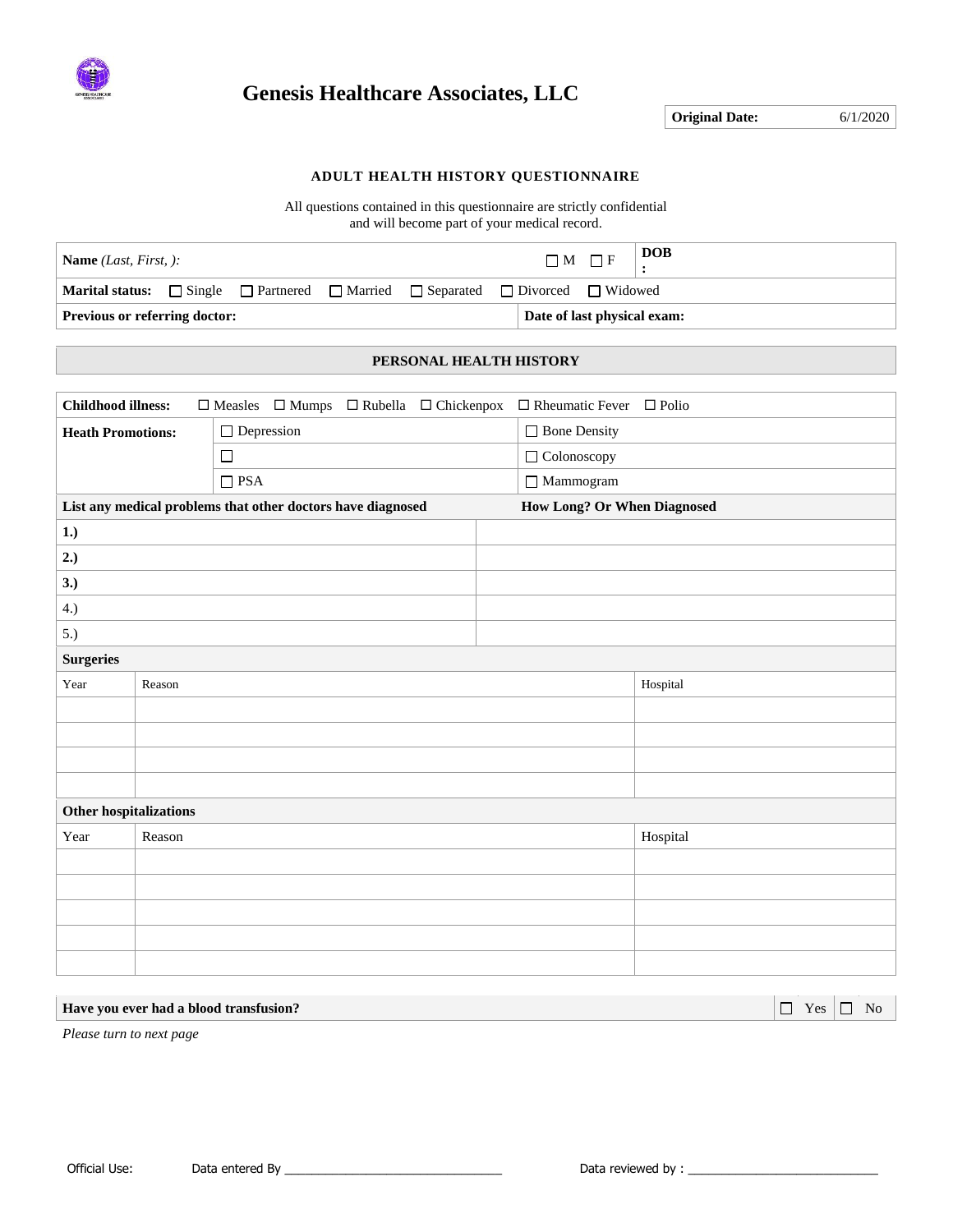# Genesis Healthcare Associates, LLC

| **Original Date:** | 6/1/2020 |
|---|---|

### ADULT HEALTH HISTORY QUESTIONNAIRE

All questions contained in this questionnaire are strictly confidential
and will become part of your medical record.

| **Name** *(Last, First, ):* | ☐ M ☐ F | **DOB:** |
|---|---|---|
| **Marital status:** ☐ Single ☐ Partnered ☐ Married ☐ Separated ☐ Divorced ☐ Widowed | | |
| **Previous or referring doctor:** | **Date of last physical exam:** | |

## PERSONAL HEALTH HISTORY

| **Childhood illness:** | ☐ Measles ☐ Mumps ☐ Rubella ☐ Chickenpox | ☐ Rheumatic Fever ☐ Polio |
|---|---|---|
| **Heath Promotions:** | ☐ Depression | ☐ Bone Density |
| | ☐ | ☐ Colonoscopy |
| | ☐ PSA | ☐ Mammogram |

| **List any medical problems that other doctors have diagnosed** | **How Long? Or When Diagnosed** |
|---|---|
| **1.)** | |
| **2.)** | |
| **3.)** | |
| 4.) | |
| 5.) | |

**Surgeries**

| Year | Reason | Hospital |
|---|---|---|
| | | |
| | | |
| | | |
| | | |

**Other hospitalizations**

| Year | Reason | Hospital |
|---|---|---|
| | | |
| | | |
| | | |
| | | |
| | | |

| **Have you ever had a blood transfusion?** | ☐ Yes | ☐ No |
|---|---|---|

*Please turn to next page*

Official Use: Data entered By ________________________________ Data reviewed by : ____________________________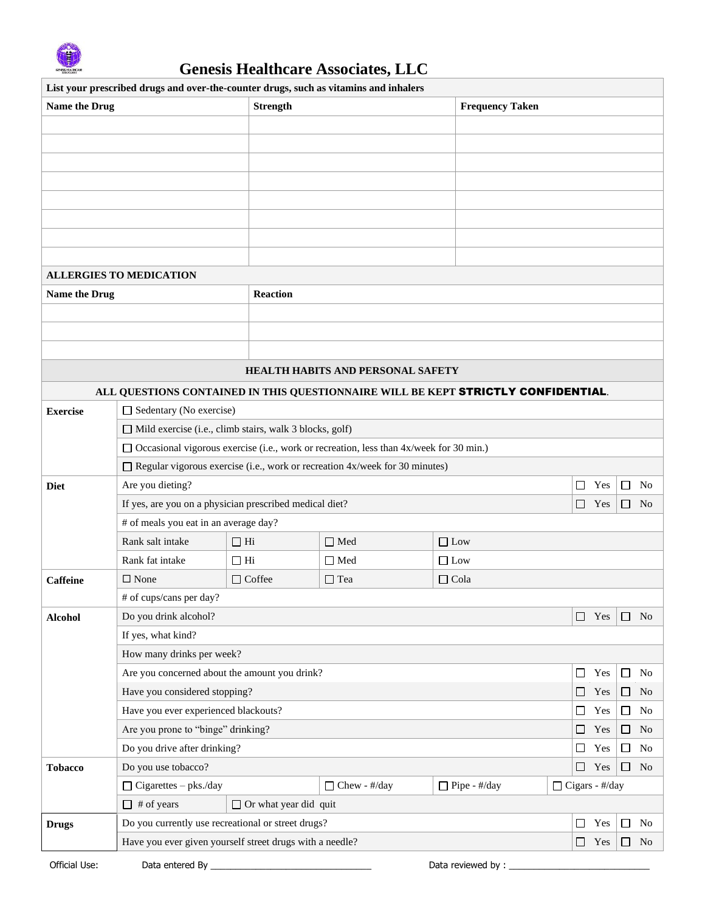# Genesis Healthcare Associates, LLC

| List your prescribed drugs and over-the-counter drugs, such as vitamins and inhalers | | |
|---|---|---|
| **Name the Drug** | **Strength** | **Frequency Taken** |
| | | |
| | | |
| | | |
| | | |
| | | |
| | | |
| | | |
| | | |

| ALLERGIES TO MEDICATION | |
|---|---|
| **Name the Drug** | **Reaction** |
| | |
| | |
| | |

**HEALTH HABITS AND PERSONAL SAFETY**

**ALL QUESTIONS CONTAINED IN THIS QUESTIONNAIRE WILL BE KEPT STRICTLY CONFIDENTIAL.**

| | | | | | | |
|---|---|---|---|---|---|---|
| **Exercise** | ☐ Sedentary (No exercise) | | | | | |
| | ☐ Mild exercise (i.e., climb stairs, walk 3 blocks, golf) | | | | | |
| | ☐ Occasional vigorous exercise (i.e., work or recreation, less than 4x/week for 30 min.) | | | | | |
| | ☐ Regular vigorous exercise (i.e., work or recreation 4x/week for 30 minutes) | | | | | |
| **Diet** | Are you dieting? | | | | ☐ Yes | ☐ No |
| | If yes, are you on a physician prescribed medical diet? | | | | ☐ Yes | ☐ No |
| | # of meals you eat in an average day? | | | | | |
| | Rank salt intake | ☐ Hi | ☐ Med | ☐ Low | | |
| | Rank fat intake | ☐ Hi | ☐ Med | ☐ Low | | |
| **Caffeine** | ☐ None | ☐ Coffee | ☐ Tea | ☐ Cola | | |
| | # of cups/cans per day? | | | | | |
| **Alcohol** | Do you drink alcohol? | | | | ☐ Yes | ☐ No |
| | If yes, what kind? | | | | | |
| | How many drinks per week? | | | | | |
| | Are you concerned about the amount you drink? | | | | ☐ Yes | ☐ No |
| | Have you considered stopping? | | | | ☐ Yes | ☐ No |
| | Have you ever experienced blackouts? | | | | ☐ Yes | ☐ No |
| | Are you prone to "binge" drinking? | | | | ☐ Yes | ☐ No |
| | Do you drive after drinking? | | | | ☐ Yes | ☐ No |
| **Tobacco** | Do you use tobacco? | | | | ☐ Yes | ☐ No |
| | ☐ Cigarettes – pks./day | | ☐ Chew - #/day | ☐ Pipe - #/day | ☐ Cigars - #/day | |
| | ☐ # of years | ☐ Or what year did quit | | | | |
| **Drugs** | Do you currently use recreational or street drugs? | | | | ☐ Yes | ☐ No |
| | Have you ever given yourself street drugs with a needle? | | | | ☐ Yes | ☐ No |

Official Use: Data entered By ______________________________ Data reviewed by : ___________________________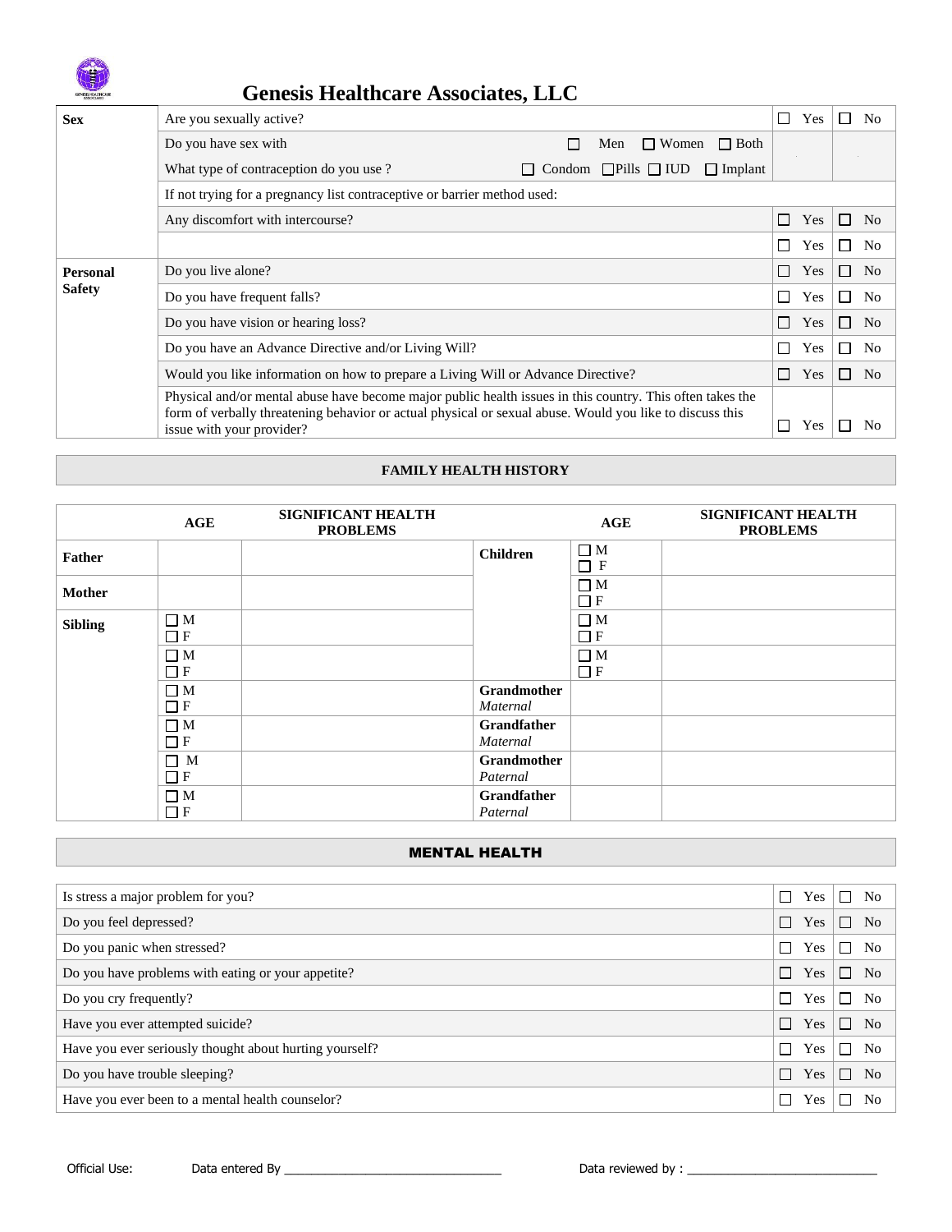# Genesis Healthcare Associates, LLC

| | | | |
|---|---|---|---|
| **Sex** | Are you sexually active? | ☐ Yes | ☐ No |
| | Do you have sex with ☐ Men ☐ Women ☐ Both | | |
| | What type of contraception do you use ? ☐ Condom ☐Pills ☐ IUD ☐ Implant | | |
| | If not trying for a pregnancy list contraceptive or barrier method used: | | |
| | Any discomfort with intercourse? | ☐ Yes | ☐ No |
| | | ☐ Yes | ☐ No |
| **Personal Safety** | Do you live alone? | ☐ Yes | ☐ No |
| | Do you have frequent falls? | ☐ Yes | ☐ No |
| | Do you have vision or hearing loss? | ☐ Yes | ☐ No |
| | Do you have an Advance Directive and/or Living Will? | ☐ Yes | ☐ No |
| | Would you like information on how to prepare a Living Will or Advance Directive? | ☐ Yes | ☐ No |
| | Physical and/or mental abuse have become major public health issues in this country. This often takes the form of verbally threatening behavior or actual physical or sexual abuse. Would you like to discuss this issue with your provider? | ☐ Yes | ☐ No |

## FAMILY HEALTH HISTORY

| | AGE | SIGNIFICANT HEALTH PROBLEMS | | AGE | SIGNIFICANT HEALTH PROBLEMS |
|---|---|---|---|---|---|
| **Father** | | | **Children** | ☐ M ☐ F | |
| **Mother** | | | | ☐ M ☐ F | |
| **Sibling** | ☐ M ☐ F | | | ☐ M ☐ F | |
| | ☐ M ☐ F | | | ☐ M ☐ F | |
| | ☐ M ☐ F | | **Grandmother** *Maternal* | | |
| | ☐ M ☐ F | | **Grandfather** *Maternal* | | |
| | ☐ M ☐ F | | **Grandmother** *Paternal* | | |
| | ☐ M ☐ F | | **Grandfather** *Paternal* | | |

## MENTAL HEALTH

| | | |
|---|---|---|
| Is stress a major problem for you? | ☐ Yes | ☐ No |
| Do you feel depressed? | ☐ Yes | ☐ No |
| Do you panic when stressed? | ☐ Yes | ☐ No |
| Do you have problems with eating or your appetite? | ☐ Yes | ☐ No |
| Do you cry frequently? | ☐ Yes | ☐ No |
| Have you ever attempted suicide? | ☐ Yes | ☐ No |
| Have you ever seriously thought about hurting yourself? | ☐ Yes | ☐ No |
| Do you have trouble sleeping? | ☐ Yes | ☐ No |
| Have you ever been to a mental health counselor? | ☐ Yes | ☐ No |

Official Use: Data entered By ______________________________ Data reviewed by : ___________________________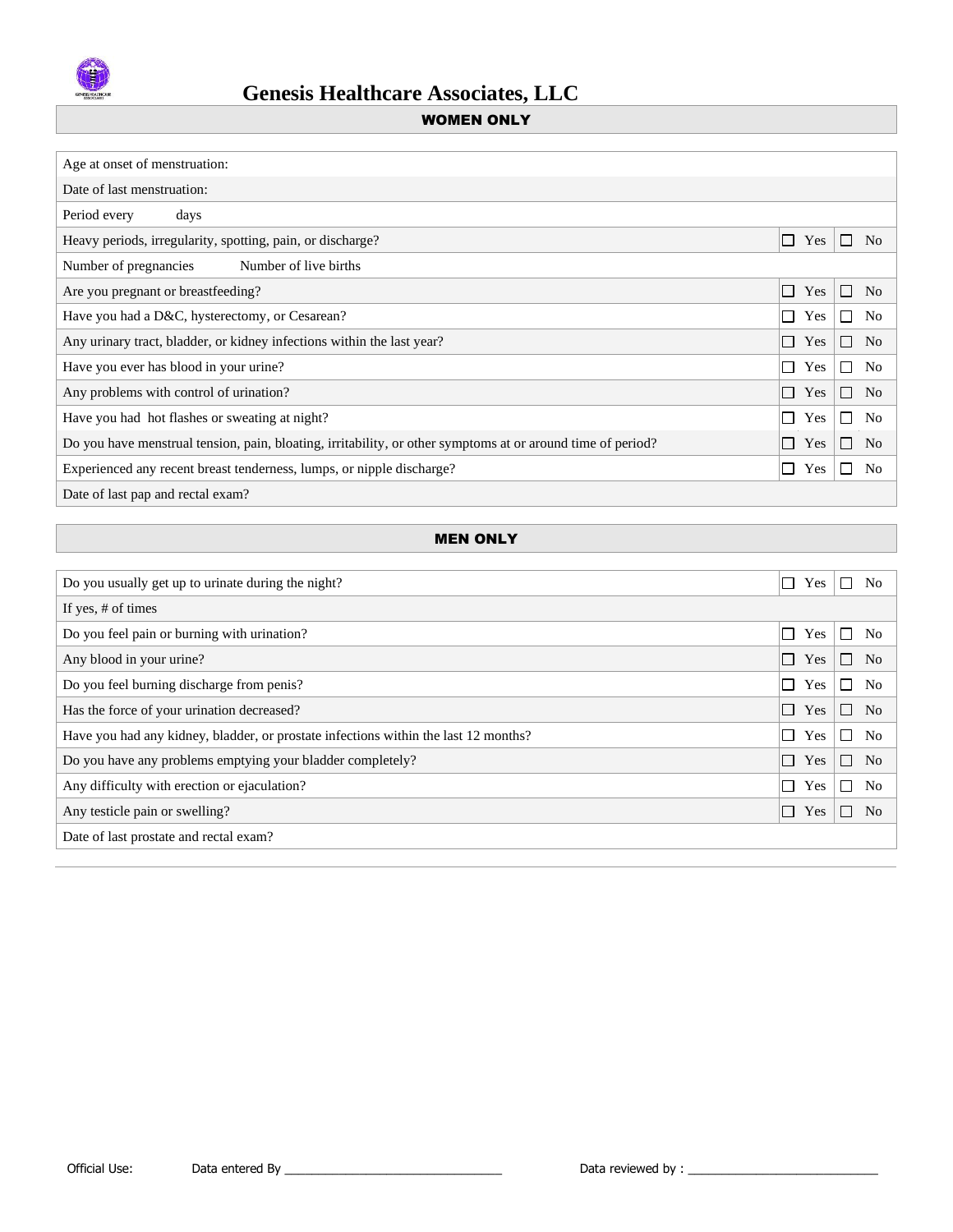# Genesis Healthcare Associates, LLC

## WOMEN ONLY

| | | |
|---|---|---|
| Age at onset of menstruation: | | |
| Date of last menstruation: | | |
| Period every days | | |
| Heavy periods, irregularity, spotting, pain, or discharge? | ☐ Yes | ☐ No |
| Number of pregnancies Number of live births | | |
| Are you pregnant or breastfeeding? | ☐ Yes | ☐ No |
| Have you had a D&C, hysterectomy, or Cesarean? | ☐ Yes | ☐ No |
| Any urinary tract, bladder, or kidney infections within the last year? | ☐ Yes | ☐ No |
| Have you ever has blood in your urine? | ☐ Yes | ☐ No |
| Any problems with control of urination? | ☐ Yes | ☐ No |
| Have you had hot flashes or sweating at night? | ☐ Yes | ☐ No |
| Do you have menstrual tension, pain, bloating, irritability, or other symptoms at or around time of period? | ☐ Yes | ☐ No |
| Experienced any recent breast tenderness, lumps, or nipple discharge? | ☐ Yes | ☐ No |
| Date of last pap and rectal exam? | | |

## MEN ONLY

| | | |
|---|---|---|
| Do you usually get up to urinate during the night? | ☐ Yes | ☐ No |
| If yes, # of times | | |
| Do you feel pain or burning with urination? | ☐ Yes | ☐ No |
| Any blood in your urine? | ☐ Yes | ☐ No |
| Do you feel burning discharge from penis? | ☐ Yes | ☐ No |
| Has the force of your urination decreased? | ☐ Yes | ☐ No |
| Have you had any kidney, bladder, or prostate infections within the last 12 months? | ☐ Yes | ☐ No |
| Do you have any problems emptying your bladder completely? | ☐ Yes | ☐ No |
| Any difficulty with erection or ejaculation? | ☐ Yes | ☐ No |
| Any testicle pain or swelling? | ☐ Yes | ☐ No |
| Date of last prostate and rectal exam? | | |

Official Use: Data entered By ______________________________ Data reviewed by : ___________________________